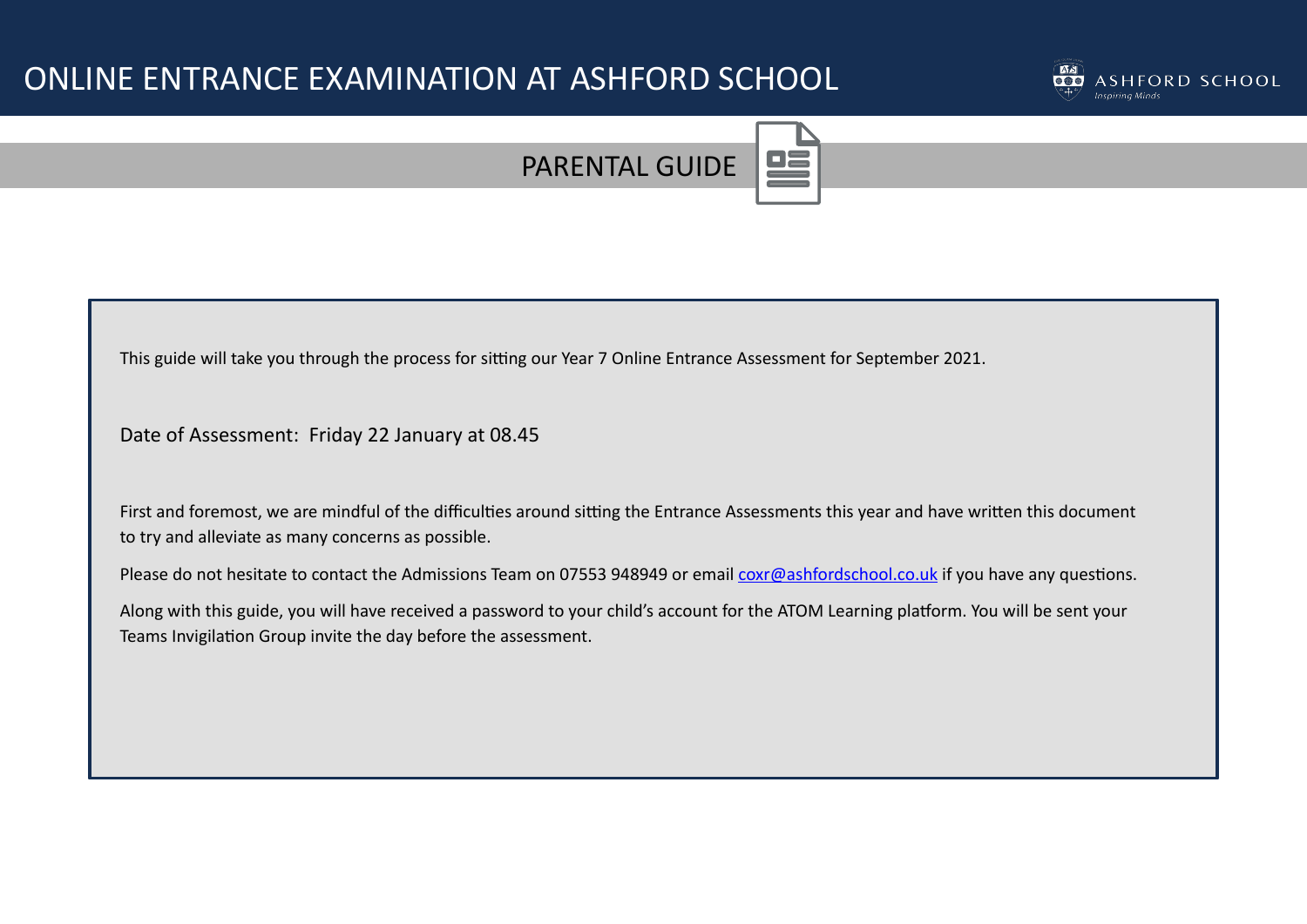# ONLINE ENTRANCE EXAMINATION AT ASHFORD SCHOOL

ASHFORD SCHOOL
*Inspiring Minds*

## PARENTAL GUIDE

This guide will take you through the process for sitting our Year 7 Online Entrance Assessment for September 2021.

Date of Assessment: Friday 22 January at 08.45

First and foremost, we are mindful of the difficulties around sitting the Entrance Assessments this year and have written this document to try and alleviate as many concerns as possible.

Please do not hesitate to contact the Admissions Team on 07553 948949 or email coxr@ashfordschool.co.uk if you have any questions.

Along with this guide, you will have received a password to your child's account for the ATOM Learning platform. You will be sent your Teams Invigilation Group invite the day before the assessment.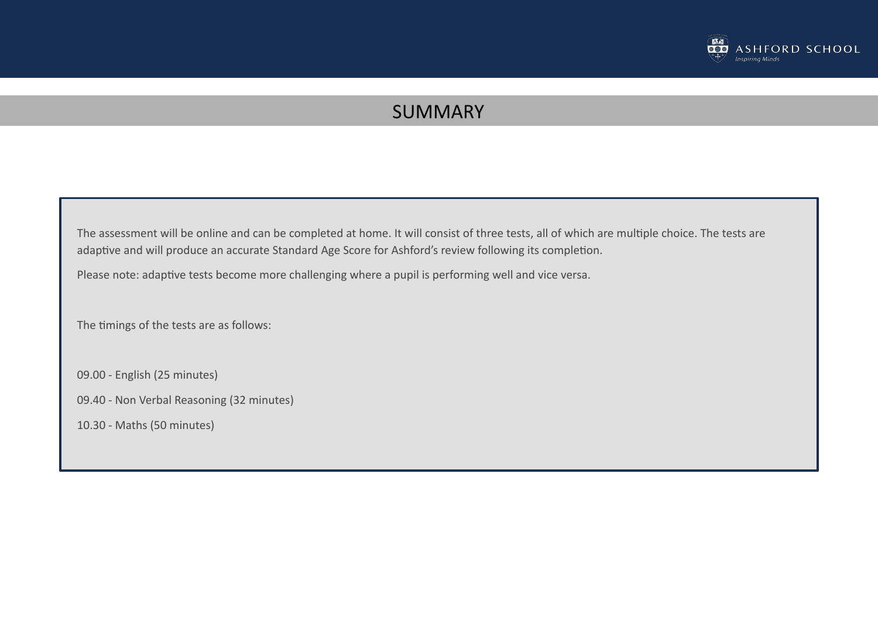# SUMMARY

The assessment will be online and can be completed at home. It will consist of three tests, all of which are multiple choice. The tests are adaptive and will produce an accurate Standard Age Score for Ashford's review following its completion.

Please note: adaptive tests become more challenging where a pupil is performing well and vice versa.

The timings of the tests are as follows:

09.00 - English (25 minutes)

09.40 - Non Verbal Reasoning (32 minutes)

10.30 - Maths (50 minutes)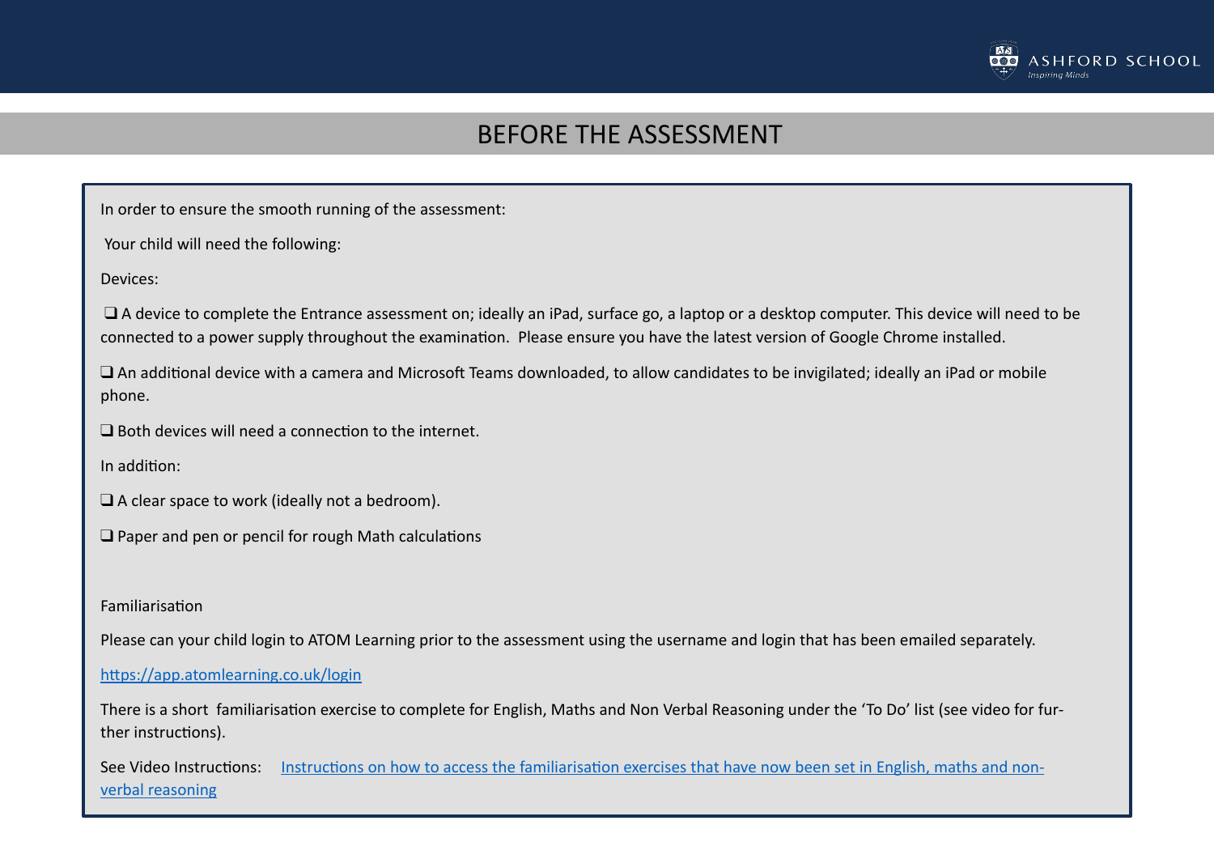# BEFORE THE ASSESSMENT

In order to ensure the smooth running of the assessment:

Your child will need the following:

Devices:

- ❑ A device to complete the Entrance assessment on; ideally an iPad, surface go, a laptop or a desktop computer. This device will need to be connected to a power supply throughout the examination. Please ensure you have the latest version of Google Chrome installed.
- ❑ An additional device with a camera and Microsoft Teams downloaded, to allow candidates to be invigilated; ideally an iPad or mobile phone.
- ❑ Both devices will need a connection to the internet.

In addition:

- ❑ A clear space to work (ideally not a bedroom).
- ❑ Paper and pen or pencil for rough Math calculations

Familiarisation

Please can your child login to ATOM Learning prior to the assessment using the username and login that has been emailed separately.

[https://app.atomlearning.co.uk/login](https://app.atomlearning.co.uk/login)

There is a short familiarisation exercise to complete for English, Maths and Non Verbal Reasoning under the 'To Do' list (see video for further instructions).

See Video Instructions: [Instructions on how to access the familiarisation exercises that have now been set in English, maths and non-verbal reasoning]()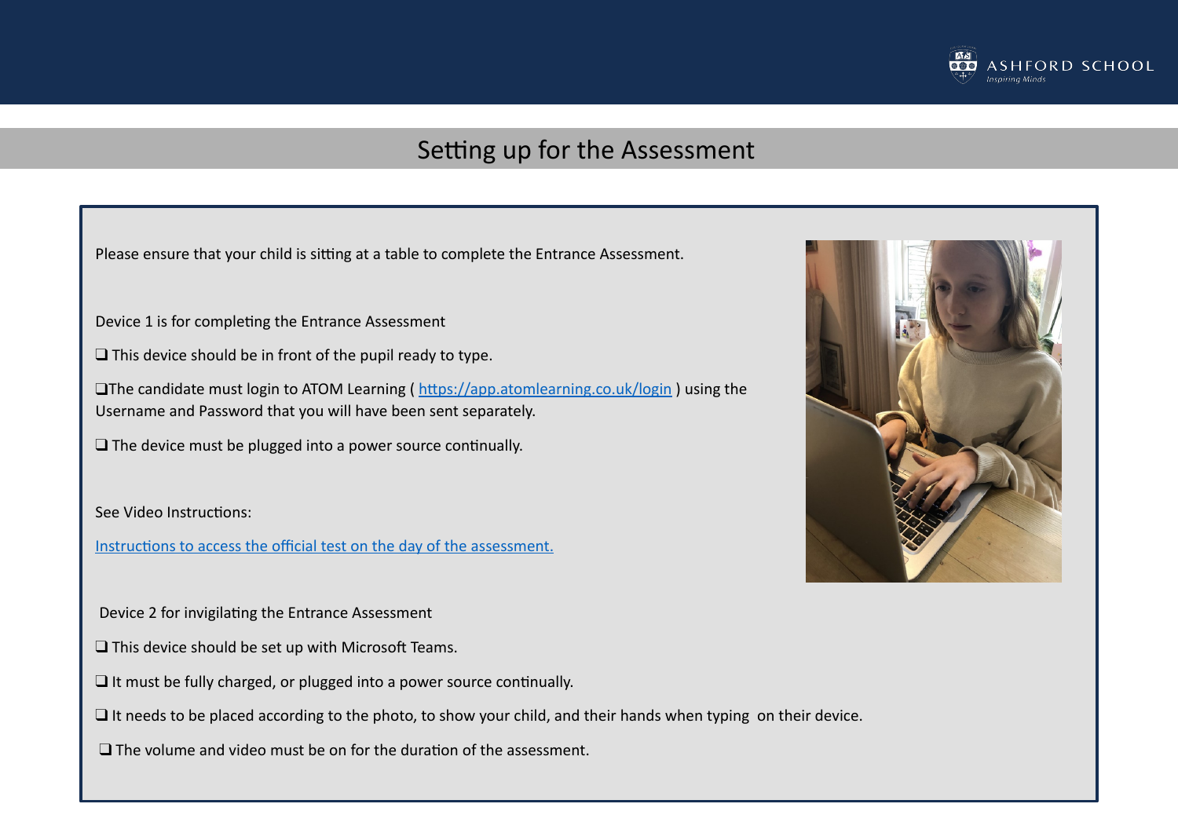# Setting up for the Assessment

Please ensure that your child is sitting at a table to complete the Entrance Assessment.

Device 1 is for completing the Entrance Assessment

- ❑ This device should be in front of the pupil ready to type.
- ❑ The candidate must login to ATOM Learning ( [https://app.atomlearning.co.uk/login](https://app.atomlearning.co.uk/login) ) using the Username and Password that you will have been sent separately.
- ❑ The device must be plugged into a power source continually.

See Video Instructions:

Instructions to access the official test on the day of the assessment.

Device 2 for invigilating the Entrance Assessment

- ❑ This device should be set up with Microsoft Teams.
- ❑ It must be fully charged, or plugged into a power source continually.
- ❑ It needs to be placed according to the photo, to show your child, and their hands when typing on their device.
- ❑ The volume and video must be on for the duration of the assessment.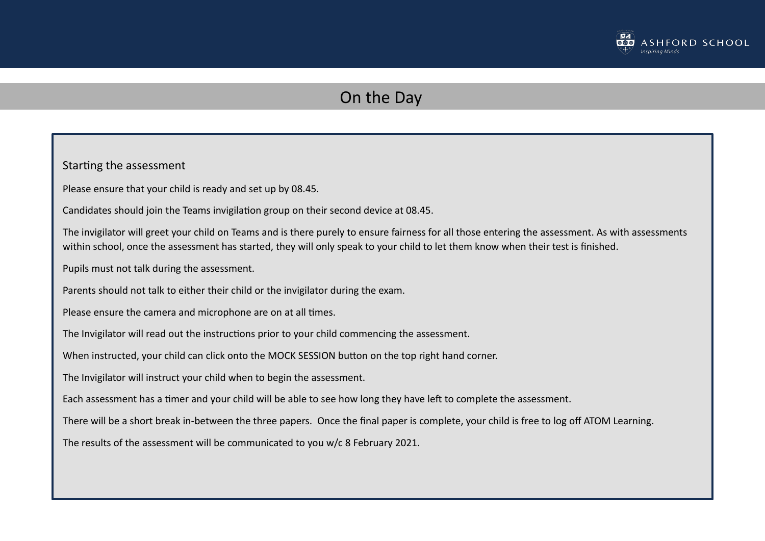# On the Day

## Starting the assessment

Please ensure that your child is ready and set up by 08.45.

Candidates should join the Teams invigilation group on their second device at 08.45.

The invigilator will greet your child on Teams and is there purely to ensure fairness for all those entering the assessment. As with assessments within school, once the assessment has started, they will only speak to your child to let them know when their test is finished.

Pupils must not talk during the assessment.

Parents should not talk to either their child or the invigilator during the exam.

Please ensure the camera and microphone are on at all times.

The Invigilator will read out the instructions prior to your child commencing the assessment.

When instructed, your child can click onto the MOCK SESSION button on the top right hand corner.

The Invigilator will instruct your child when to begin the assessment.

Each assessment has a timer and your child will be able to see how long they have left to complete the assessment.

There will be a short break in-between the three papers. Once the final paper is complete, your child is free to log off ATOM Learning.

The results of the assessment will be communicated to you w/c 8 February 2021.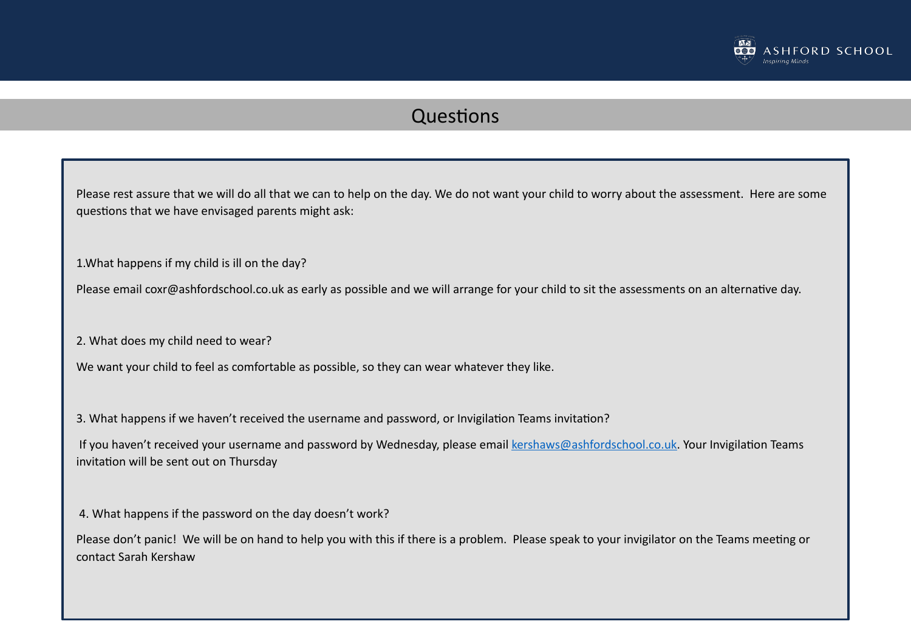## Questions

Please rest assure that we will do all that we can to help on the day. We do not want your child to worry about the assessment. Here are some questions that we have envisaged parents might ask:

1.What happens if my child is ill on the day?

Please email coxr@ashfordschool.co.uk as early as possible and we will arrange for your child to sit the assessments on an alternative day.

2. What does my child need to wear?

We want your child to feel as comfortable as possible, so they can wear whatever they like.

3. What happens if we haven't received the username and password, or Invigilation Teams invitation?

If you haven't received your username and password by Wednesday, please email kershaws@ashfordschool.co.uk. Your Invigilation Teams invitation will be sent out on Thursday

4. What happens if the password on the day doesn't work?

Please don't panic! We will be on hand to help you with this if there is a problem. Please speak to your invigilator on the Teams meeting or contact Sarah Kershaw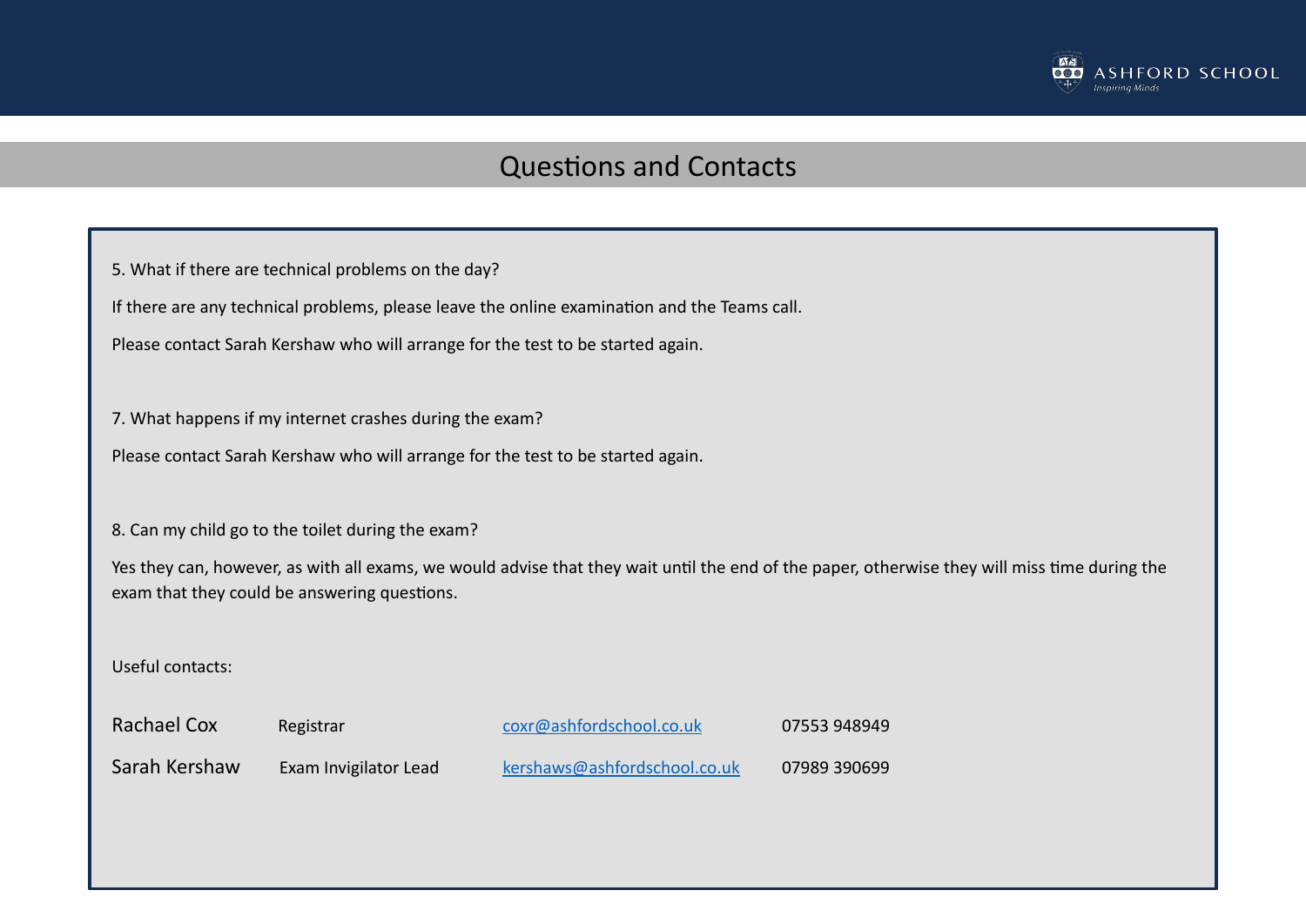## Questions and Contacts

5. What if there are technical problems on the day?

If there are any technical problems, please leave the online examination and the Teams call.

Please contact Sarah Kershaw who will arrange for the test to be started again.

7. What happens if my internet crashes during the exam?

Please contact Sarah Kershaw who will arrange for the test to be started again.

8. Can my child go to the toilet during the exam?

Yes they can, however, as with all exams, we would advise that they wait until the end of the paper, otherwise they will miss time during the exam that they could be answering questions.

Useful contacts:

| | | | |
|---|---|---|---|
| Rachael Cox | Registrar | coxr@ashfordschool.co.uk | 07553 948949 |
| Sarah Kershaw | Exam Invigilator Lead | kershaws@ashfordschool.co.uk | 07989 390699 |